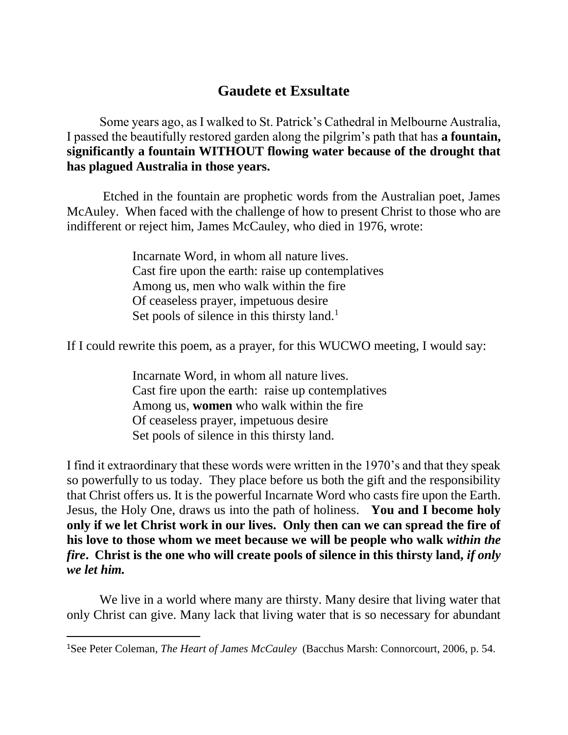# Gaudete et Exsultate

Some years ago, as I walked to St. Patrick's Cathedral in Melbourne Australia, I passed the beautifully restored garden along the pilgrim's path that has **a fountain, significantly a fountain WITHOUT flowing water because of the drought that has plagued Australia in those years.**

Etched in the fountain are prophetic words from the Australian poet, James McAuley. When faced with the challenge of how to present Christ to those who are indifferent or reject him, James McCauley, who died in 1976, wrote:

> Incarnate Word, in whom all nature lives.
> Cast fire upon the earth: raise up contemplatives
> Among us, men who walk within the fire
> Of ceaseless prayer, impetuous desire
> Set pools of silence in this thirsty land.[1]

If I could rewrite this poem, as a prayer, for this WUCWO meeting, I would say:

> Incarnate Word, in whom all nature lives.
> Cast fire upon the earth: raise up contemplatives
> Among us, **women** who walk within the fire
> Of ceaseless prayer, impetuous desire
> Set pools of silence in this thirsty land.

I find it extraordinary that these words were written in the 1970's and that they speak so powerfully to us today. They place before us both the gift and the responsibility that Christ offers us. It is the powerful Incarnate Word who casts fire upon the Earth. Jesus, the Holy One, draws us into the path of holiness. **You and I become holy only if we let Christ work in our lives. Only then can we can spread the fire of his love to those whom we meet because we will be people who walk *within the fire*. Christ is the one who will create pools of silence in this thirsty land, *if only we let him.***

We live in a world where many are thirsty. Many desire that living water that only Christ can give. Many lack that living water that is so necessary for abundant

---

[1]See Peter Coleman, *The Heart of James McCauley* (Bacchus Marsh: Connorcourt, 2006, p. 54.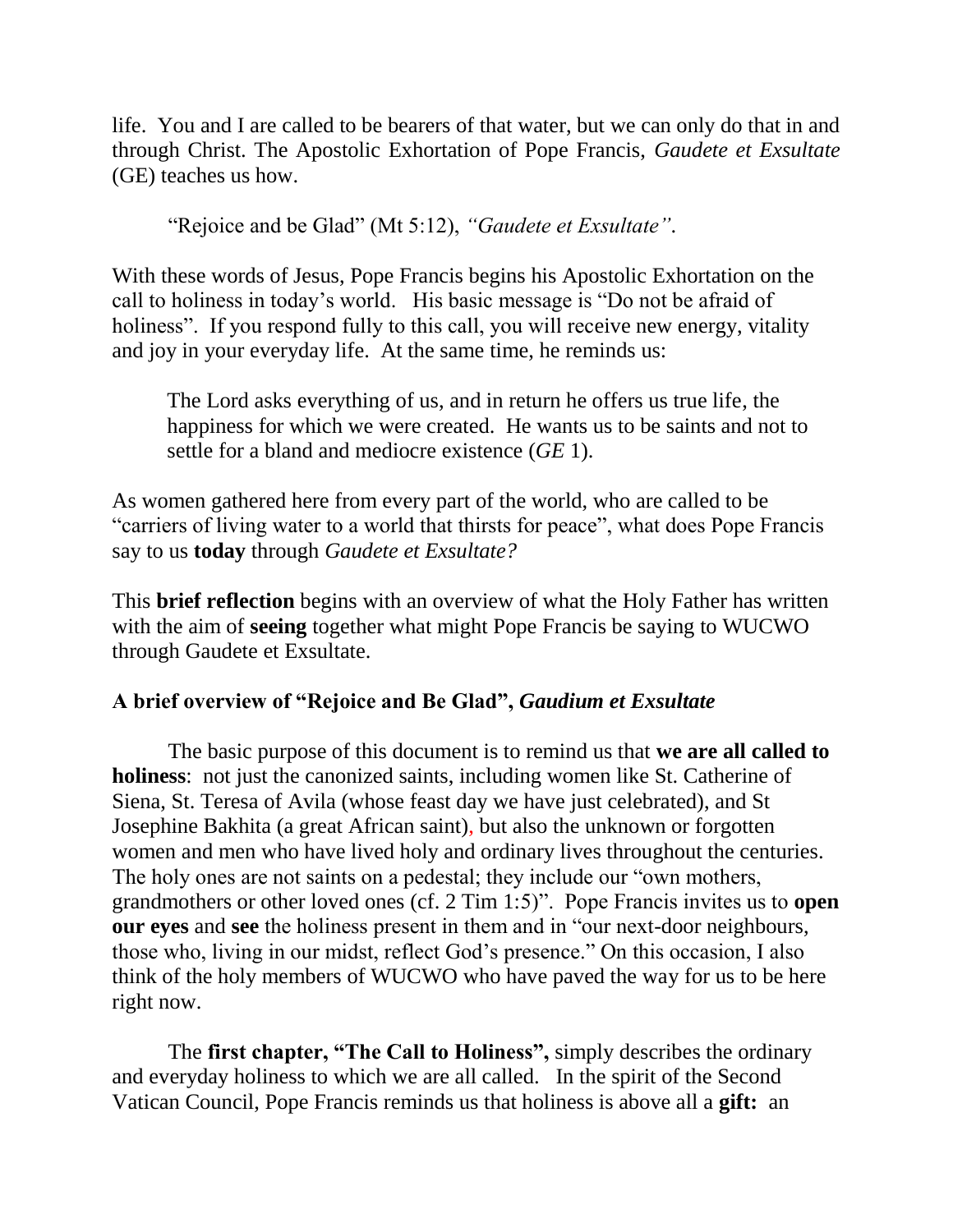life. You and I are called to be bearers of that water, but we can only do that in and through Christ. The Apostolic Exhortation of Pope Francis, *Gaudete et Exsultate* (GE) teaches us how.

> "Rejoice and be Glad" (Mt 5:12), *"Gaudete et Exsultate"*.

With these words of Jesus, Pope Francis begins his Apostolic Exhortation on the call to holiness in today's world. His basic message is "Do not be afraid of holiness". If you respond fully to this call, you will receive new energy, vitality and joy in your everyday life. At the same time, he reminds us:

> The Lord asks everything of us, and in return he offers us true life, the happiness for which we were created. He wants us to be saints and not to settle for a bland and mediocre existence (*GE* 1).

As women gathered here from every part of the world, who are called to be "carriers of living water to a world that thirsts for peace", what does Pope Francis say to us **today** through *Gaudete et Exsultate?*

This **brief reflection** begins with an overview of what the Holy Father has written with the aim of **seeing** together what might Pope Francis be saying to WUCWO through Gaudete et Exsultate.

### A brief overview of "Rejoice and Be Glad", *Gaudium et Exsultate*

The basic purpose of this document is to remind us that **we are all called to holiness**: not just the canonized saints, including women like St. Catherine of Siena, St. Teresa of Avila (whose feast day we have just celebrated), and St Josephine Bakhita (a great African saint), but also the unknown or forgotten women and men who have lived holy and ordinary lives throughout the centuries. The holy ones are not saints on a pedestal; they include our "own mothers, grandmothers or other loved ones (cf. 2 Tim 1:5)". Pope Francis invites us to **open our eyes** and **see** the holiness present in them and in "our next-door neighbours, those who, living in our midst, reflect God's presence." On this occasion, I also think of the holy members of WUCWO who have paved the way for us to be here right now.

The **first chapter, "The Call to Holiness",** simply describes the ordinary and everyday holiness to which we are all called. In the spirit of the Second Vatican Council, Pope Francis reminds us that holiness is above all a **gift:** an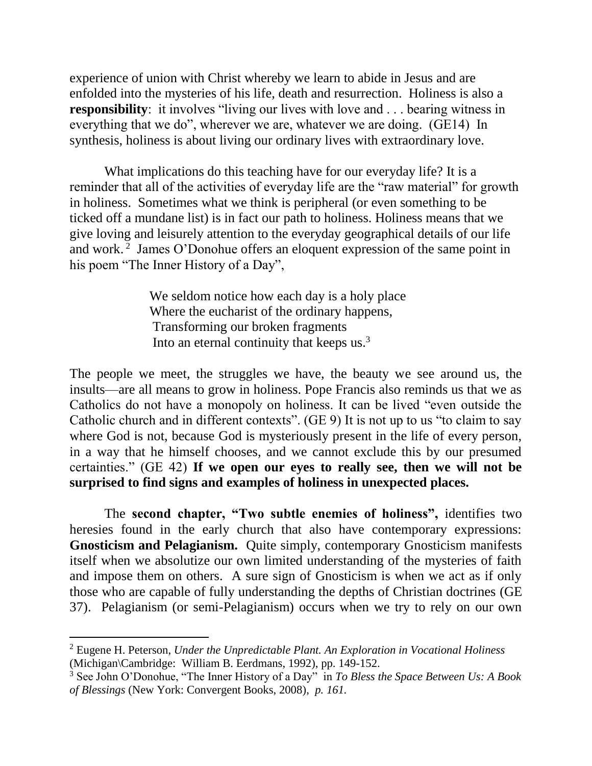experience of union with Christ whereby we learn to abide in Jesus and are enfolded into the mysteries of his life, death and resurrection. Holiness is also a **responsibility**: it involves "living our lives with love and . . . bearing witness in everything that we do", wherever we are, whatever we are doing. (GE14) In synthesis, holiness is about living our ordinary lives with extraordinary love.

What implications do this teaching have for our everyday life? It is a reminder that all of the activities of everyday life are the "raw material" for growth in holiness. Sometimes what we think is peripheral (or even something to be ticked off a mundane list) is in fact our path to holiness. Holiness means that we give loving and leisurely attention to the everyday geographical details of our life and work.[2] James O'Donohue offers an eloquent expression of the same point in his poem "The Inner History of a Day",

> We seldom notice how each day is a holy place
> Where the eucharist of the ordinary happens,
> Transforming our broken fragments
> Into an eternal continuity that keeps us.[3]

The people we meet, the struggles we have, the beauty we see around us, the insults—are all means to grow in holiness. Pope Francis also reminds us that we as Catholics do not have a monopoly on holiness. It can be lived "even outside the Catholic church and in different contexts". (GE 9) It is not up to us "to claim to say where God is not, because God is mysteriously present in the life of every person, in a way that he himself chooses, and we cannot exclude this by our presumed certainties." (GE 42) **If we open our eyes to really see, then we will not be surprised to find signs and examples of holiness in unexpected places.**

The **second chapter, "Two subtle enemies of holiness",** identifies two heresies found in the early church that also have contemporary expressions: **Gnosticism and Pelagianism.** Quite simply, contemporary Gnosticism manifests itself when we absolutize our own limited understanding of the mysteries of faith and impose them on others. A sure sign of Gnosticism is when we act as if only those who are capable of fully understanding the depths of Christian doctrines (GE 37). Pelagianism (or semi-Pelagianism) occurs when we try to rely on our own

---

[2] Eugene H. Peterson, *Under the Unpredictable Plant. An Exploration in Vocational Holiness* (Michigan\Cambridge: William B. Eerdmans, 1992), pp. 149-152.

[3] See John O'Donohue, "The Inner History of a Day" in *To Bless the Space Between Us: A Book of Blessings* (New York: Convergent Books, 2008), *p. 161.*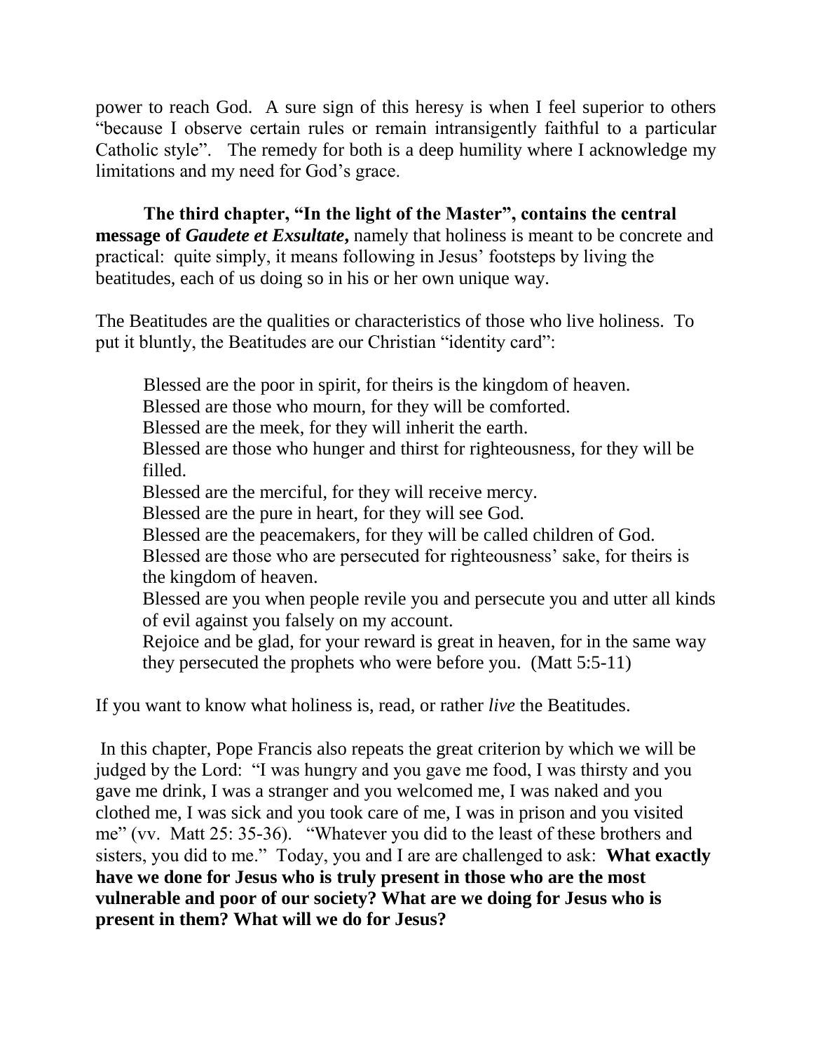power to reach God. A sure sign of this heresy is when I feel superior to others "because I observe certain rules or remain intransigently faithful to a particular Catholic style". The remedy for both is a deep humility where I acknowledge my limitations and my need for God's grace.

**The third chapter, "In the light of the Master", contains the central message of *Gaudete et Exsultate*,** namely that holiness is meant to be concrete and practical: quite simply, it means following in Jesus' footsteps by living the beatitudes, each of us doing so in his or her own unique way.

The Beatitudes are the qualities or characteristics of those who live holiness. To put it bluntly, the Beatitudes are our Christian "identity card":

> Blessed are the poor in spirit, for theirs is the kingdom of heaven.
> Blessed are those who mourn, for they will be comforted.
> Blessed are the meek, for they will inherit the earth.
> Blessed are those who hunger and thirst for righteousness, for they will be filled.
> Blessed are the merciful, for they will receive mercy.
> Blessed are the pure in heart, for they will see God.
> Blessed are the peacemakers, for they will be called children of God.
> Blessed are those who are persecuted for righteousness' sake, for theirs is the kingdom of heaven.
> Blessed are you when people revile you and persecute you and utter all kinds of evil against you falsely on my account.
> Rejoice and be glad, for your reward is great in heaven, for in the same way they persecuted the prophets who were before you. (Matt 5:5-11)

If you want to know what holiness is, read, or rather *live* the Beatitudes.

In this chapter, Pope Francis also repeats the great criterion by which we will be judged by the Lord: "I was hungry and you gave me food, I was thirsty and you gave me drink, I was a stranger and you welcomed me, I was naked and you clothed me, I was sick and you took care of me, I was in prison and you visited me" (vv. Matt 25: 35-36). "Whatever you did to the least of these brothers and sisters, you did to me." Today, you and I are are challenged to ask: **What exactly have we done for Jesus who is truly present in those who are the most vulnerable and poor of our society? What are we doing for Jesus who is present in them? What will we do for Jesus?**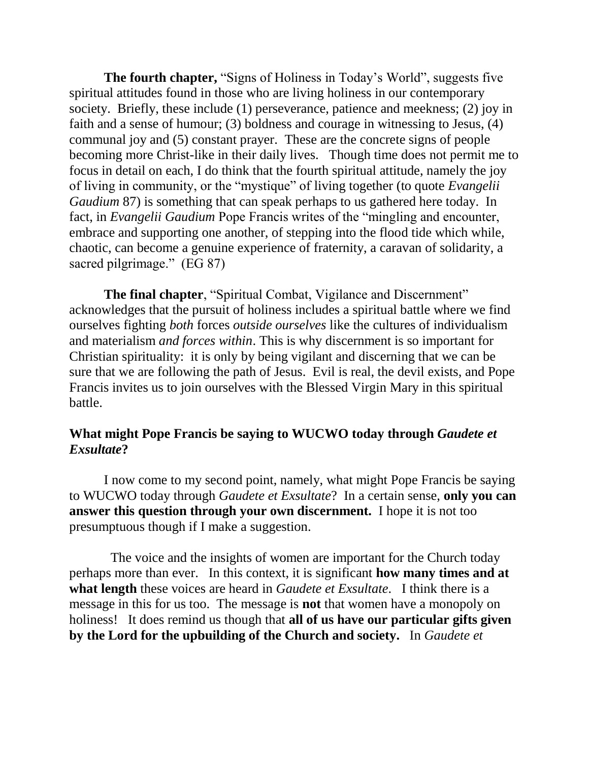**The fourth chapter,** "Signs of Holiness in Today's World", suggests five spiritual attitudes found in those who are living holiness in our contemporary society. Briefly, these include (1) perseverance, patience and meekness; (2) joy in faith and a sense of humour; (3) boldness and courage in witnessing to Jesus, (4) communal joy and (5) constant prayer. These are the concrete signs of people becoming more Christ-like in their daily lives. Though time does not permit me to focus in detail on each, I do think that the fourth spiritual attitude, namely the joy of living in community, or the "mystique" of living together (to quote *Evangelii Gaudium* 87) is something that can speak perhaps to us gathered here today. In fact, in *Evangelii Gaudium* Pope Francis writes of the "mingling and encounter, embrace and supporting one another, of stepping into the flood tide which while, chaotic, can become a genuine experience of fraternity, a caravan of solidarity, a sacred pilgrimage." (EG 87)

**The final chapter**, "Spiritual Combat, Vigilance and Discernment" acknowledges that the pursuit of holiness includes a spiritual battle where we find ourselves fighting *both* forces *outside ourselves* like the cultures of individualism and materialism *and forces within*. This is why discernment is so important for Christian spirituality: it is only by being vigilant and discerning that we can be sure that we are following the path of Jesus. Evil is real, the devil exists, and Pope Francis invites us to join ourselves with the Blessed Virgin Mary in this spiritual battle.

### What might Pope Francis be saying to WUCWO today through *Gaudete et Exsultate***?**

I now come to my second point, namely, what might Pope Francis be saying to WUCWO today through *Gaudete et Exsultate*? In a certain sense, **only you can answer this question through your own discernment.** I hope it is not too presumptuous though if I make a suggestion.

The voice and the insights of women are important for the Church today perhaps more than ever. In this context, it is significant **how many times and at what length** these voices are heard in *Gaudete et Exsultate*. I think there is a message in this for us too. The message is **not** that women have a monopoly on holiness! It does remind us though that **all of us have our particular gifts given by the Lord for the upbuilding of the Church and society.** In *Gaudete et*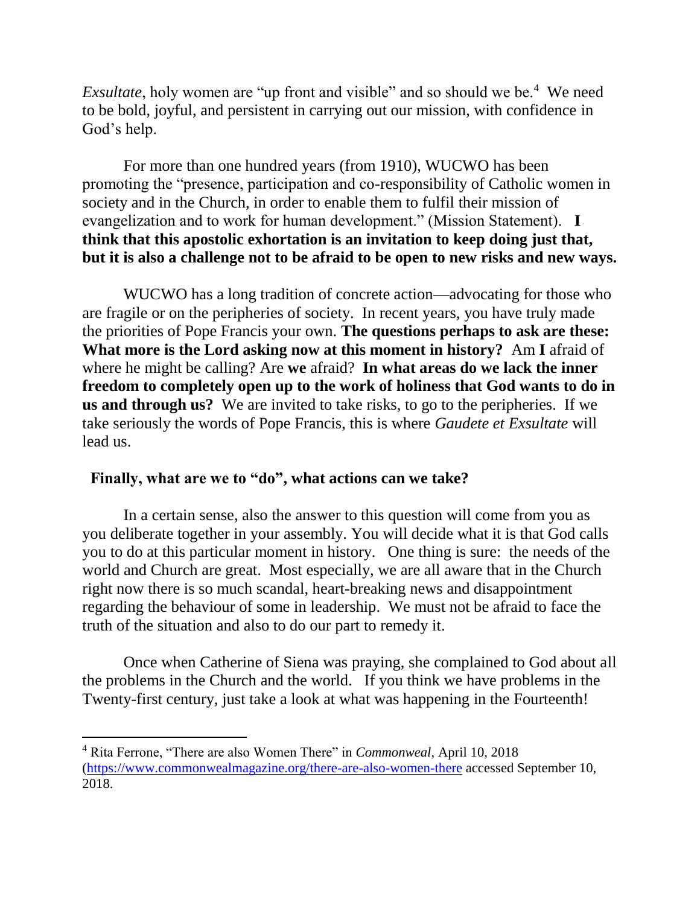*Exsultate*, holy women are "up front and visible" and so should we be.[4] We need to be bold, joyful, and persistent in carrying out our mission, with confidence in God's help.

For more than one hundred years (from 1910), WUCWO has been promoting the "presence, participation and co-responsibility of Catholic women in society and in the Church, in order to enable them to fulfil their mission of evangelization and to work for human development." (Mission Statement). **I think that this apostolic exhortation is an invitation to keep doing just that, but it is also a challenge not to be afraid to be open to new risks and new ways.**

WUCWO has a long tradition of concrete action—advocating for those who are fragile or on the peripheries of society. In recent years, you have truly made the priorities of Pope Francis your own. **The questions perhaps to ask are these: What more is the Lord asking now at this moment in history?** Am **I** afraid of where he might be calling? Are **we** afraid? **In what areas do we lack the inner freedom to completely open up to the work of holiness that God wants to do in us and through us?** We are invited to take risks, to go to the peripheries. If we take seriously the words of Pope Francis, this is where *Gaudete et Exsultate* will lead us.

**Finally, what are we to "do", what actions can we take?**

In a certain sense, also the answer to this question will come from you as you deliberate together in your assembly. You will decide what it is that God calls you to do at this particular moment in history. One thing is sure: the needs of the world and Church are great. Most especially, we are all aware that in the Church right now there is so much scandal, heart-breaking news and disappointment regarding the behaviour of some in leadership. We must not be afraid to face the truth of the situation and also to do our part to remedy it.

Once when Catherine of Siena was praying, she complained to God about all the problems in the Church and the world. If you think we have problems in the Twenty-first century, just take a look at what was happening in the Fourteenth!

---

[4] Rita Ferrone, "There are also Women There" in *Commonweal*, April 10, 2018 (https://www.commonwealmagazine.org/there-are-also-women-there accessed September 10, 2018.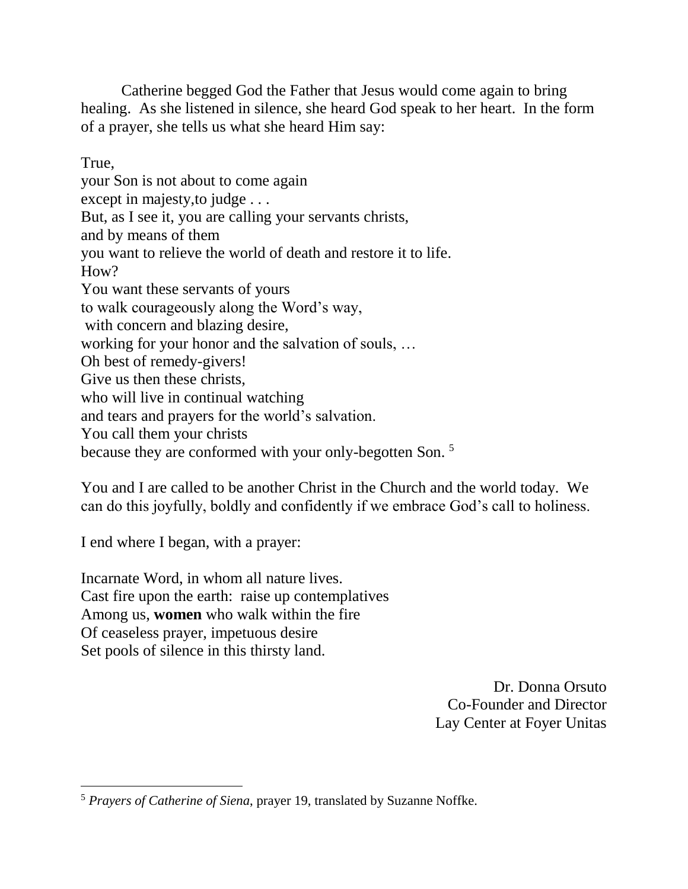Catherine begged God the Father that Jesus would come again to bring healing. As she listened in silence, she heard God speak to her heart. In the form of a prayer, she tells us what she heard Him say:

True,  
your Son is not about to come again  
except in majesty,to judge . . .  
But, as I see it, you are calling your servants christs,  
and by means of them  
you want to relieve the world of death and restore it to life.  
How?  
You want these servants of yours  
to walk courageously along the Word's way,  
with concern and blazing desire,  
working for your honor and the salvation of souls, …  
Oh best of remedy-givers!  
Give us then these christs,  
who will live in continual watching  
and tears and prayers for the world's salvation.  
You call them your christs  
because they are conformed with your only-begotten Son. [5]

You and I are called to be another Christ in the Church and the world today. We can do this joyfully, boldly and confidently if we embrace God's call to holiness.

I end where I began, with a prayer:

Incarnate Word, in whom all nature lives.  
Cast fire upon the earth: raise up contemplatives  
Among us, **women** who walk within the fire  
Of ceaseless prayer, impetuous desire  
Set pools of silence in this thirsty land.

Dr. Donna Orsuto  
Co-Founder and Director  
Lay Center at Foyer Unitas

---

[5] *Prayers of Catherine of Siena*, prayer 19, translated by Suzanne Noffke.